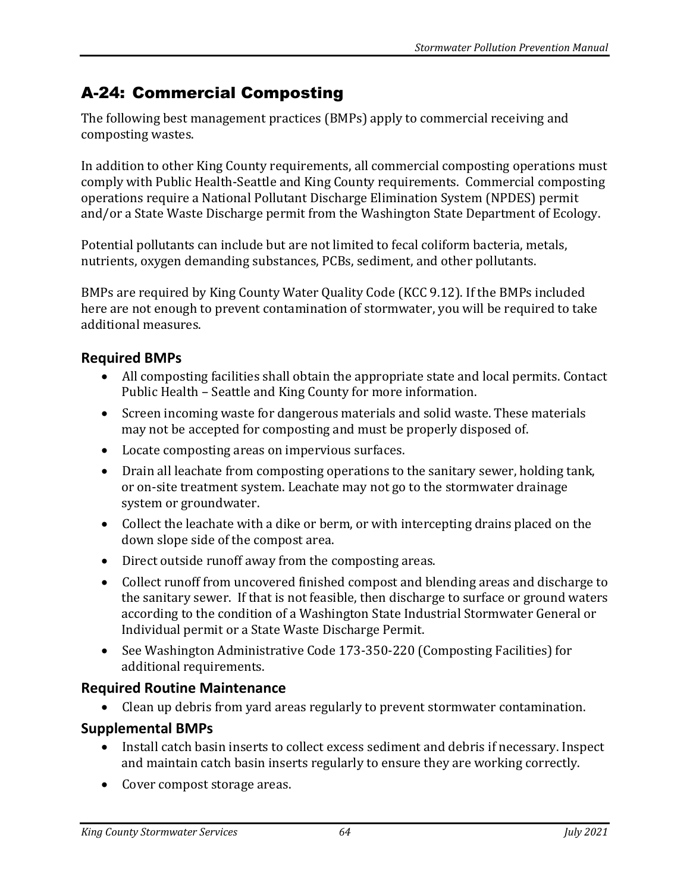## A-24: Commercial Composting

The following best management practices (BMPs) apply to commercial receiving and composting wastes.

In addition to other King County requirements, all commercial composting operations must comply with Public Health-Seattle and King County requirements. Commercial composting operations require a National Pollutant Discharge Elimination System (NPDES) permit and/or a State Waste Discharge permit from the Washington State Department of Ecology.

Potential pollutants can include but are not limited to fecal coliform bacteria, metals, nutrients, oxygen demanding substances, PCBs, sediment, and other pollutants.

BMPs are required by King County Water Quality Code (KCC 9.12). If the BMPs included here are not enough to prevent contamination of stormwater, you will be required to take additional measures.

### Required BMPs

- All composting facilities shall obtain the appropriate state and local permits. Contact Public Health – Seattle and King County for more information.
- Screen incoming waste for dangerous materials and solid waste. These materials may not be accepted for composting and must be properly disposed of.
- Locate composting areas on impervious surfaces.
- Drain all leachate from composting operations to the sanitary sewer, holding tank, or on-site treatment system. Leachate may not go to the stormwater drainage system or groundwater.
- Collect the leachate with a dike or berm, or with intercepting drains placed on the down slope side of the compost area.
- Direct outside runoff away from the composting areas.
- Collect runoff from uncovered finished compost and blending areas and discharge to the sanitary sewer. If that is not feasible, then discharge to surface or ground waters according to the condition of a Washington State Industrial Stormwater General or Individual permit or a State Waste Discharge Permit.
- See Washington Administrative Code 173-350-220 (Composting Facilities) for additional requirements.

### Required Routine Maintenance

- Clean up debris from yard areas regularly to prevent stormwater contamination.

### Supplemental BMPs

- Install catch basin inserts to collect excess sediment and debris if necessary. Inspect and maintain catch basin inserts regularly to ensure they are working correctly.
- Cover compost storage areas.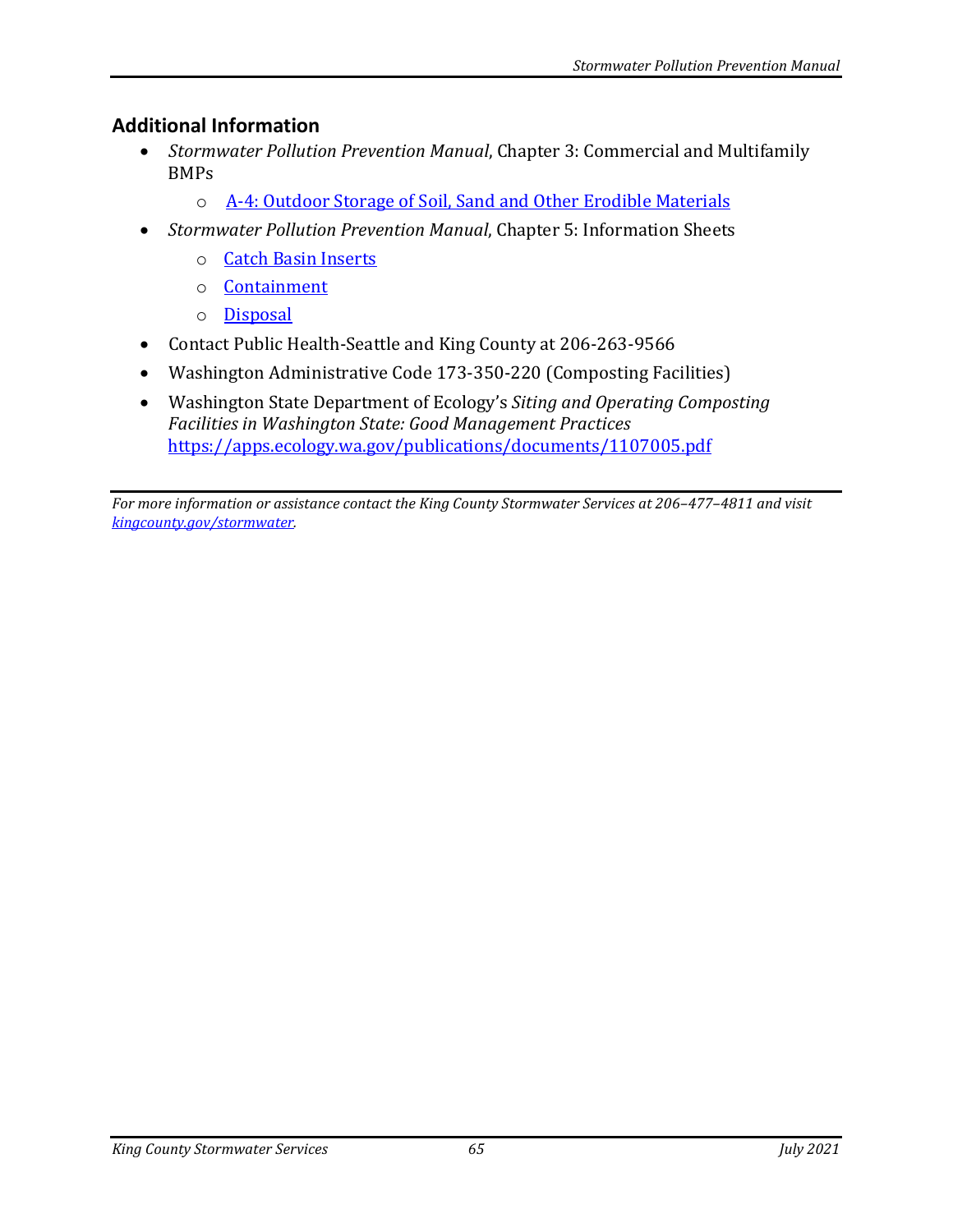## Additional Information

- *Stormwater Pollution Prevention Manual*, Chapter 3: Commercial and Multifamily BMPs
  - [A-4: Outdoor Storage of Soil, Sand and Other Erodible Materials]()
- *Stormwater Pollution Prevention Manual*, Chapter 5: Information Sheets
  - [Catch Basin Inserts]()
  - [Containment]()
  - [Disposal]()
- Contact Public Health-Seattle and King County at 206-263-9566
- Washington Administrative Code 173-350-220 (Composting Facilities)
- Washington State Department of Ecology's *Siting and Operating Composting Facilities in Washington State: Good Management Practices* https://apps.ecology.wa.gov/publications/documents/1107005.pdf

---

*For more information or assistance contact the King County Stormwater Services at 206–477–4811 and visit kingcounty.gov/stormwater.*